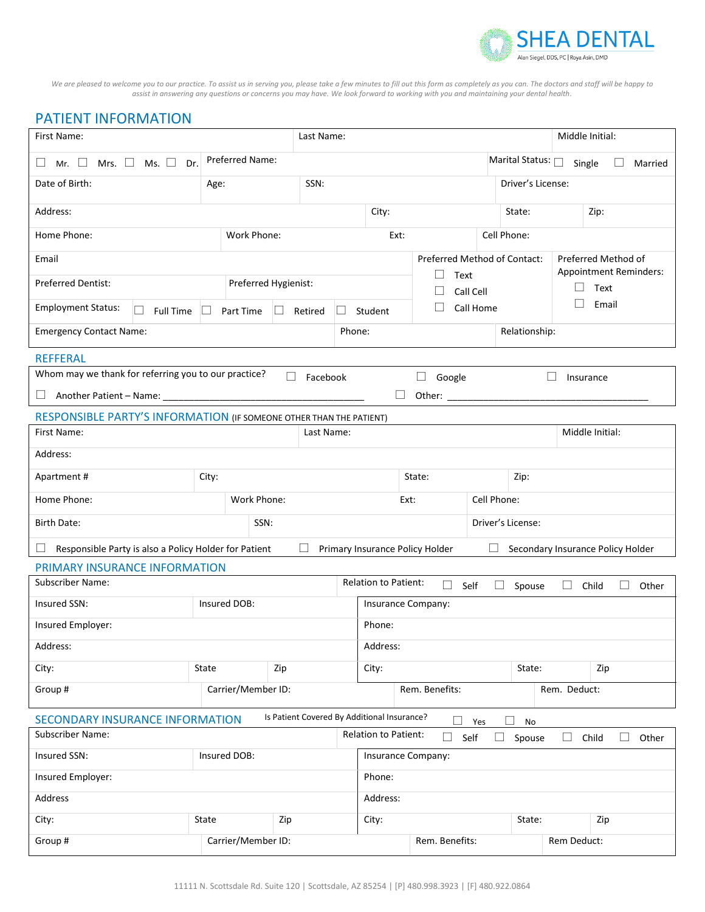SHEA DENTAL

Alan Siegel, DDS, PC | Roya Asin, DMD

*We are pleased to welcome you to our practice. To assist us in serving you, please take a few minutes to fill out this form as completely as you can. The doctors and staff will be happy to assist in answering any questions or concerns you may have. We look forward to working with you and maintaining your dental health.*

## PATIENT INFORMATION

| First Name: | | Last Name: | | Middle Initial: |
|---|---|---|---|---|
| ☐ Mr. ☐ Mrs. ☐ Ms. ☐ Dr. | Preferred Name: | | | Marital Status: ☐ Single ☐ Married |
| Date of Birth: | Age: | SSN: | | Driver's License: |
| Address: | | City: | State: | Zip: |
| Home Phone: | Work Phone: | Ext: | | Cell Phone: |
| Email | | | Preferred Method of Contact: ☐ Text ☐ Call Cell ☐ Call Home | Preferred Method of Appointment Reminders: ☐ Text ☐ Email |
| Preferred Dentist: | Preferred Hygienist: | | | |
| Employment Status: ☐ Full Time ☐ Part Time ☐ Retired ☐ Student | | | | |
| Emergency Contact Name: | | Phone: | | Relationship: |

## REFFERAL

Whom may we thank for referring you to our practice? ☐ Facebook ☐ Google ☐ Insurance

☐ Another Patient – Name: ________________________________________ ☐ Other: ________________________________________

## RESPONSIBLE PARTY'S INFORMATION (IF SOMEONE OTHER THAN THE PATIENT)

| First Name: | | Last Name: | | Middle Initial: |
|---|---|---|---|---|
| Address: | | | | |
| Apartment # | City: | | State: | Zip: |
| Home Phone: | Work Phone: | Ext: | | Cell Phone: |
| Birth Date: | SSN: | | | Driver's License: |

☐ Responsible Party is also a Policy Holder for Patient ☐ Primary Insurance Policy Holder ☐ Secondary Insurance Policy Holder

## PRIMARY INSURANCE INFORMATION

| Subscriber Name: | | | Relation to Patient: ☐ Self ☐ Spouse ☐ Child ☐ Other | | |
|---|---|---|---|---|---|
| Insured SSN: | Insured DOB: | | Insurance Company: | | |
| Insured Employer: | | | Phone: | | |
| Address: | | | Address: | | |
| City: | State | Zip | City: | State: | Zip |
| Group # | Carrier/Member ID: | | Rem. Benefits: | Rem. Deduct: | |

## SECONDARY INSURANCE INFORMATION

Is Patient Covered By Additional Insurance? ☐ Yes ☐ No

| Subscriber Name: | | | Relation to Patient: ☐ Self ☐ Spouse ☐ Child ☐ Other | | |
|---|---|---|---|---|---|
| Insured SSN: | Insured DOB: | | Insurance Company: | | |
| Insured Employer: | | | Phone: | | |
| Address | | | Address: | | |
| City: | State | Zip | City: | State: | Zip |
| Group # | Carrier/Member ID: | | Rem. Benefits: | Rem Deduct: | |

11111 N. Scottsdale Rd. Suite 120 | Scottsdale, AZ 85254 | [P] 480.998.3923 | [F] 480.922.0864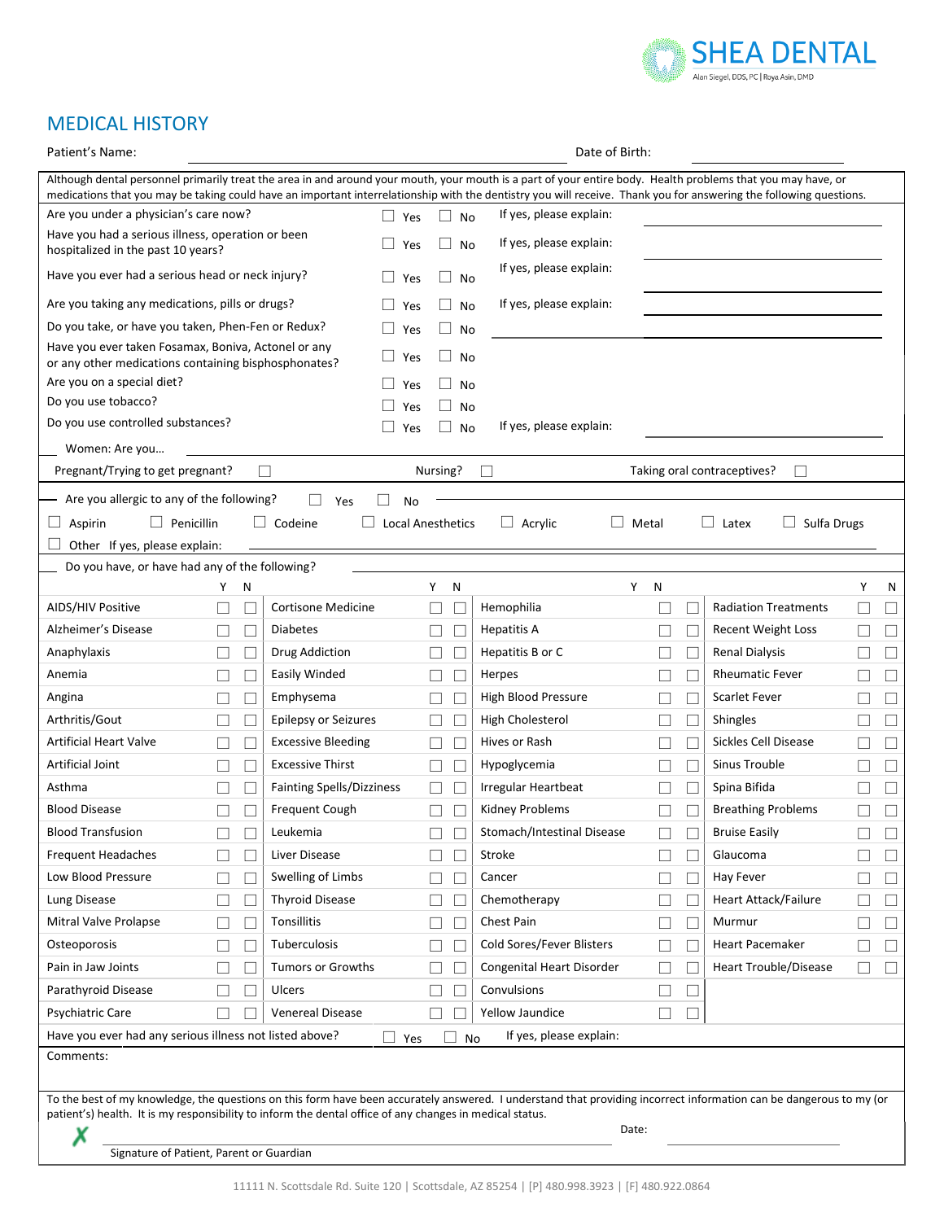SHEA DENTAL
Alan Siegel, DDS, PC | Roya Asin, DMD

# MEDICAL HISTORY

Patient's Name: ______________________ Date of Birth: ______________

Although dental personnel primarily treat the area in and around your mouth, your mouth is a part of your entire body. Health problems that you may have, or medications that you may be taking could have an important interrelationship with the dentistry you will receive. Thank you for answering the following questions.

| Question | Yes | No | |
|---|---|---|---|
| Are you under a physician's care now? | ☐ Yes | ☐ No | If yes, please explain: |
| Have you had a serious illness, operation or been hospitalized in the past 10 years? | ☐ Yes | ☐ No | If yes, please explain: |
| Have you ever had a serious head or neck injury? | ☐ Yes | ☐ No | If yes, please explain: |
| Are you taking any medications, pills or drugs? | ☐ Yes | ☐ No | If yes, please explain: |
| Do you take, or have you taken, Phen-Fen or Redux? | ☐ Yes | ☐ No | |
| Have you ever taken Fosamax, Boniva, Actonel or any or any other medications containing bisphosphonates? | ☐ Yes | ☐ No | |
| Are you on a special diet? | ☐ Yes | ☐ No | |
| Do you use tobacco? | ☐ Yes | ☐ No | |
| Do you use controlled substances? | ☐ Yes | ☐ No | If yes, please explain: |

Women: Are you…

Pregnant/Trying to get pregnant? ☐ Nursing? ☐ Taking oral contraceptives? ☐

Are you allergic to any of the following? ☐ Yes ☐ No

☐ Aspirin ☐ Penicillin ☐ Codeine ☐ Local Anesthetics ☐ Acrylic ☐ Metal ☐ Latex ☐ Sulfa Drugs

☐ Other If yes, please explain:

Do you have, or have had any of the following?

| | Y | N | | Y | N | | Y | N | | Y | N |
|---|---|---|---|---|---|---|---|---|---|---|---|
| AIDS/HIV Positive | ☐ | ☐ | Cortisone Medicine | ☐ | ☐ | Hemophilia | ☐ | ☐ | Radiation Treatments | ☐ | ☐ |
| Alzheimer's Disease | ☐ | ☐ | Diabetes | ☐ | ☐ | Hepatitis A | ☐ | ☐ | Recent Weight Loss | ☐ | ☐ |
| Anaphylaxis | ☐ | ☐ | Drug Addiction | ☐ | ☐ | Hepatitis B or C | ☐ | ☐ | Renal Dialysis | ☐ | ☐ |
| Anemia | ☐ | ☐ | Easily Winded | ☐ | ☐ | Herpes | ☐ | ☐ | Rheumatic Fever | ☐ | ☐ |
| Angina | ☐ | ☐ | Emphysema | ☐ | ☐ | High Blood Pressure | ☐ | ☐ | Scarlet Fever | ☐ | ☐ |
| Arthritis/Gout | ☐ | ☐ | Epilepsy or Seizures | ☐ | ☐ | High Cholesterol | ☐ | ☐ | Shingles | ☐ | ☐ |
| Artificial Heart Valve | ☐ | ☐ | Excessive Bleeding | ☐ | ☐ | Hives or Rash | ☐ | ☐ | Sickles Cell Disease | ☐ | ☐ |
| Artificial Joint | ☐ | ☐ | Excessive Thirst | ☐ | ☐ | Hypoglycemia | ☐ | ☐ | Sinus Trouble | ☐ | ☐ |
| Asthma | ☐ | ☐ | Fainting Spells/Dizziness | ☐ | ☐ | Irregular Heartbeat | ☐ | ☐ | Spina Bifida | ☐ | ☐ |
| Blood Disease | ☐ | ☐ | Frequent Cough | ☐ | ☐ | Kidney Problems | ☐ | ☐ | Breathing Problems | ☐ | ☐ |
| Blood Transfusion | ☐ | ☐ | Leukemia | ☐ | ☐ | Stomach/Intestinal Disease | ☐ | ☐ | Bruise Easily | ☐ | ☐ |
| Frequent Headaches | ☐ | ☐ | Liver Disease | ☐ | ☐ | Stroke | ☐ | ☐ | Glaucoma | ☐ | ☐ |
| Low Blood Pressure | ☐ | ☐ | Swelling of Limbs | ☐ | ☐ | Cancer | ☐ | ☐ | Hay Fever | ☐ | ☐ |
| Lung Disease | ☐ | ☐ | Thyroid Disease | ☐ | ☐ | Chemotherapy | ☐ | ☐ | Heart Attack/Failure | ☐ | ☐ |
| Mitral Valve Prolapse | ☐ | ☐ | Tonsillitis | ☐ | ☐ | Chest Pain | ☐ | ☐ | Murmur | ☐ | ☐ |
| Osteoporosis | ☐ | ☐ | Tuberculosis | ☐ | ☐ | Cold Sores/Fever Blisters | ☐ | ☐ | Heart Pacemaker | ☐ | ☐ |
| Pain in Jaw Joints | ☐ | ☐ | Tumors or Growths | ☐ | ☐ | Congenital Heart Disorder | ☐ | ☐ | Heart Trouble/Disease | ☐ | ☐ |
| Parathyroid Disease | ☐ | ☐ | Ulcers | ☐ | ☐ | Convulsions | ☐ | ☐ | | | |
| Psychiatric Care | ☐ | ☐ | Venereal Disease | ☐ | ☐ | Yellow Jaundice | ☐ | ☐ | | | |

Have you ever had any serious illness not listed above? ☐ Yes ☐ No If yes, please explain:

Comments:

To the best of my knowledge, the questions on this form have been accurately answered. I understand that providing incorrect information can be dangerous to my (or patient's) health. It is my responsibility to inform the dental office of any changes in medical status.

✗ ______________________________ Date: ______________

Signature of Patient, Parent or Guardian

11111 N. Scottsdale Rd. Suite 120 | Scottsdale, AZ 85254 | [P] 480.998.3923 | [F] 480.922.0864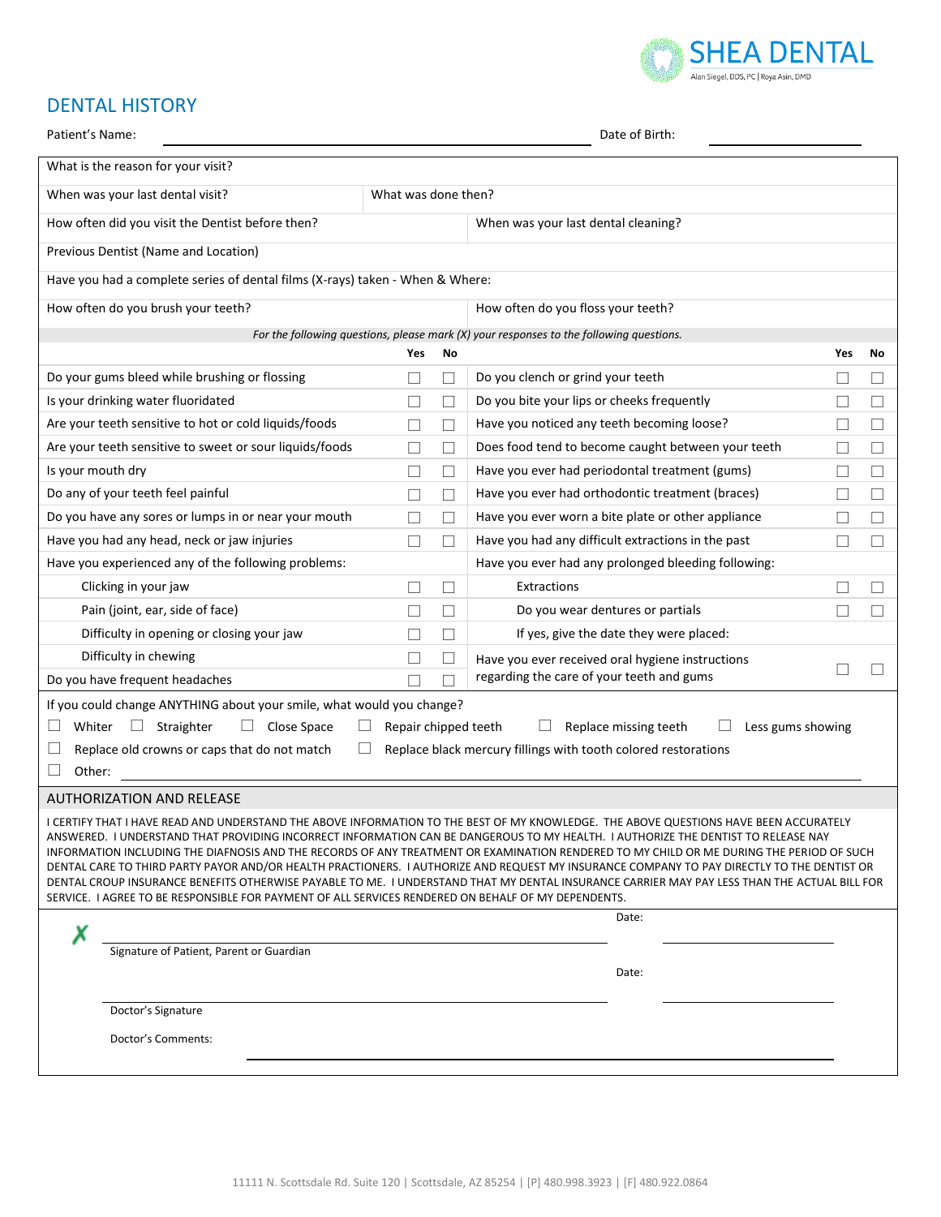SHEA DENTAL
Alan Siegel, DDS, PC | Roya Asin, DMD

# DENTAL HISTORY

Patient's Name: ______________________________ Date of Birth: ______________

| | |
|---|---|
| What is the reason for your visit? | |
| When was your last dental visit? | What was done then? |
| How often did you visit the Dentist before then? | When was your last dental cleaning? |
| Previous Dentist (Name and Location) | |
| Have you had a complete series of dental films (X-rays) taken - When & Where: | |
| How often do you brush your teeth? | How often do you floss your teeth? |

*For the following questions, please mark (X) your responses to the following questions.*

| | Yes | No | | Yes | No |
|---|---|---|---|---|---|
| Do your gums bleed while brushing or flossing | ☐ | ☐ | Do you clench or grind your teeth | ☐ | ☐ |
| Is your drinking water fluoridated | ☐ | ☐ | Do you bite your lips or cheeks frequently | ☐ | ☐ |
| Are your teeth sensitive to hot or cold liquids/foods | ☐ | ☐ | Have you noticed any teeth becoming loose? | ☐ | ☐ |
| Are your teeth sensitive to sweet or sour liquids/foods | ☐ | ☐ | Does food tend to become caught between your teeth | ☐ | ☐ |
| Is your mouth dry | ☐ | ☐ | Have you ever had periodontal treatment (gums) | ☐ | ☐ |
| Do any of your teeth feel painful | ☐ | ☐ | Have you ever had orthodontic treatment (braces) | ☐ | ☐ |
| Do you have any sores or lumps in or near your mouth | ☐ | ☐ | Have you ever worn a bite plate or other appliance | ☐ | ☐ |
| Have you had any head, neck or jaw injuries | ☐ | ☐ | Have you had any difficult extractions in the past | ☐ | ☐ |
| Have you experienced any of the following problems: | | | Have you ever had any prolonged bleeding following: | | |
| Clicking in your jaw | ☐ | ☐ | Extractions | ☐ | ☐ |
| Pain (joint, ear, side of face) | ☐ | ☐ | Do you wear dentures or partials | ☐ | ☐ |
| Difficulty in opening or closing your jaw | ☐ | ☐ | If yes, give the date they were placed: | | |
| Difficulty in chewing | ☐ | ☐ | Have you ever received oral hygiene instructions regarding the care of your teeth and gums | ☐ | ☐ |
| Do you have frequent headaches | ☐ | ☐ | | | |

If you could change ANYTHING about your smile, what would you change?

☐ Whiter ☐ Straighter ☐ Close Space ☐ Repair chipped teeth ☐ Replace missing teeth ☐ Less gums showing

☐ Replace old crowns or caps that do not match ☐ Replace black mercury fillings with tooth colored restorations

☐ Other: ______________________________

## AUTHORIZATION AND RELEASE

I CERTIFY THAT I HAVE READ AND UNDERSTAND THE ABOVE INFORMATION TO THE BEST OF MY KNOWLEDGE. THE ABOVE QUESTIONS HAVE BEEN ACCURATELY ANSWERED. I UNDERSTAND THAT PROVIDING INCORRECT INFORMATION CAN BE DANGEROUS TO MY HEALTH. I AUTHORIZE THE DENTIST TO RELEASE NAY INFORMATION INCLUDING THE DIAFNOSIS AND THE RECORDS OF ANY TREATMENT OR EXAMINATION RENDERED TO MY CHILD OR ME DURING THE PERIOD OF SUCH DENTAL CARE TO THIRD PARTY PAYOR AND/OR HEALTH PRACTIONERS. I AUTHORIZE AND REQUEST MY INSURANCE COMPANY TO PAY DIRECTLY TO THE DENTIST OR DENTAL CROUP INSURANCE BENEFITS OTHERWISE PAYABLE TO ME. I UNDERSTAND THAT MY DENTAL INSURANCE CARRIER MAY PAY LESS THAN THE ACTUAL BILL FOR SERVICE. I AGREE TO BE RESPONSIBLE FOR PAYMENT OF ALL SERVICES RENDERED ON BEHALF OF MY DEPENDENTS.

✗ ______________________________ Date: ______________

Signature of Patient, Parent or Guardian

______________________________ Date: ______________

Doctor's Signature

Doctor's Comments: ______________________________

11111 N. Scottsdale Rd. Suite 120 | Scottsdale, AZ 85254 | [P] 480.998.3923 | [F] 480.922.0864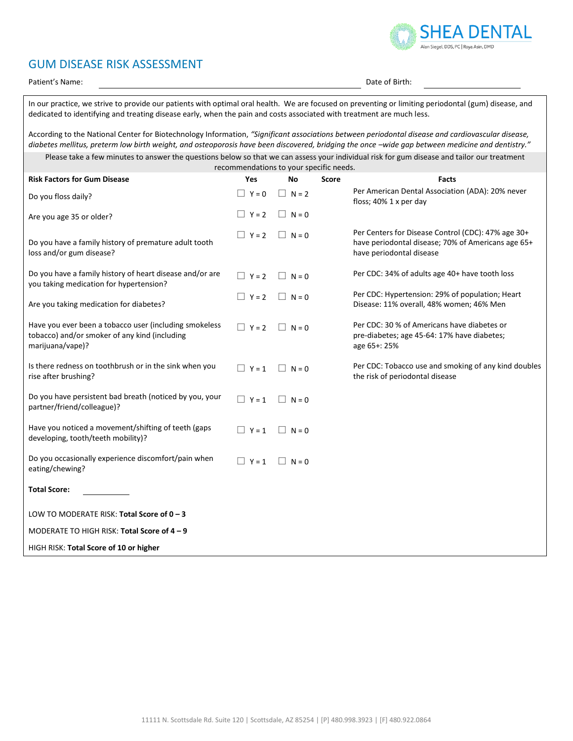SHEA DENTAL

Alan Siegel, DDS, PC | Roya Asin, DMD

# GUM DISEASE RISK ASSESSMENT

Patient's Name: ______________________________ Date of Birth: ______________

In our practice, we strive to provide our patients with optimal oral health. We are focused on preventing or limiting periodontal (gum) disease, and dedicated to identifying and treating disease early, when the pain and costs associated with treatment are much less.

According to the National Center for Biotechnology Information, *"Significant associations between periodontal disease and cardiovascular disease, diabetes mellitus, preterm low birth weight, and osteoporosis have been discovered, bridging the once –wide gap between medicine and dentistry."*

Please take a few minutes to answer the questions below so that we can assess your individual risk for gum disease and tailor our treatment recommendations to your specific needs.

| Risk Factors for Gum Disease | Yes | No | Score | Facts |
|---|---|---|---|---|
| Do you floss daily? | ☐ Y = 0 | ☐ N = 2 | | Per American Dental Association (ADA): 20% never floss; 40% 1 x per day |
| Are you age 35 or older? | ☐ Y = 2 | ☐ N = 0 | | |
| Do you have a family history of premature adult tooth loss and/or gum disease? | ☐ Y = 2 | ☐ N = 0 | | Per Centers for Disease Control (CDC): 47% age 30+ have periodontal disease; 70% of Americans age 65+ have periodontal disease |
| Do you have a family history of heart disease and/or are you taking medication for hypertension? | ☐ Y = 2 | ☐ N = 0 | | Per CDC: 34% of adults age 40+ have tooth loss |
| Are you taking medication for diabetes? | ☐ Y = 2 | ☐ N = 0 | | Per CDC: Hypertension: 29% of population; Heart Disease: 11% overall, 48% women; 46% Men |
| Have you ever been a tobacco user (including smokeless tobacco) and/or smoker of any kind (including marijuana/vape)? | ☐ Y = 2 | ☐ N = 0 | | Per CDC: 30 % of Americans have diabetes or pre-diabetes; age 45-64: 17% have diabetes; age 65+: 25% |
| Is there redness on toothbrush or in the sink when you rise after brushing? | ☐ Y = 1 | ☐ N = 0 | | Per CDC: Tobacco use and smoking of any kind doubles the risk of periodontal disease |
| Do you have persistent bad breath (noticed by you, your partner/friend/colleague)? | ☐ Y = 1 | ☐ N = 0 | | |
| Have you noticed a movement/shifting of teeth (gaps developing, tooth/teeth mobility)? | ☐ Y = 1 | ☐ N = 0 | | |
| Do you occasionally experience discomfort/pain when eating/chewing? | ☐ Y = 1 | ☐ N = 0 | | |

**Total Score:** __________

LOW TO MODERATE RISK: **Total Score of 0 – 3**

MODERATE TO HIGH RISK: **Total Score of 4 – 9**

HIGH RISK: **Total Score of 10 or higher**

11111 N. Scottsdale Rd. Suite 120 | Scottsdale, AZ 85254 | [P] 480.998.3923 | [F] 480.922.0864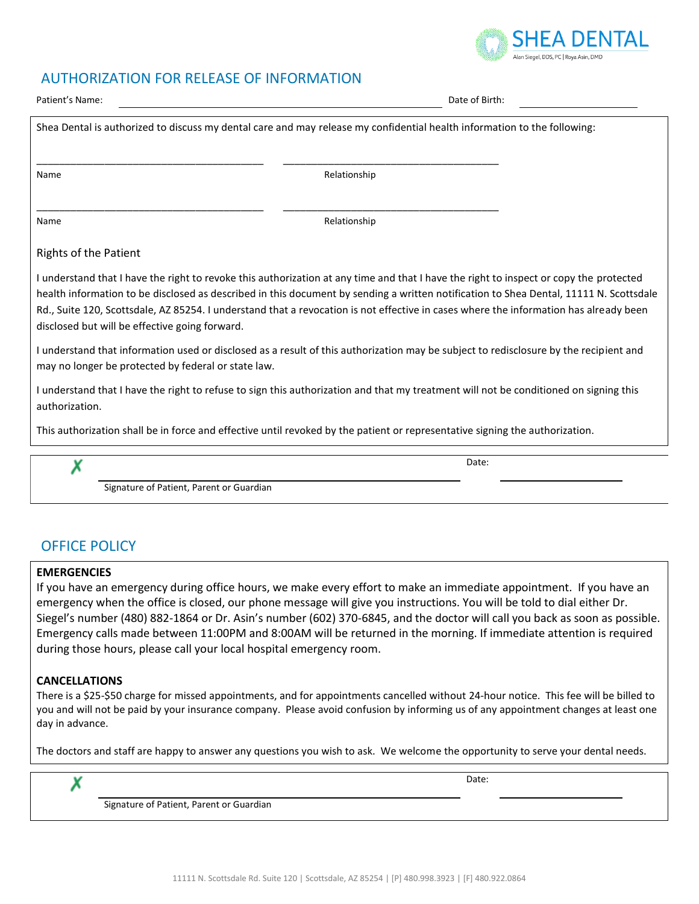SHEA DENTAL

Alan Siegel, DDS, PC | Roya Asin, DMD

## AUTHORIZATION FOR RELEASE OF INFORMATION

Patient's Name: ______________________________ Date of Birth: ______________

Shea Dental is authorized to discuss my dental care and may release my confidential health information to the following:

______________________________ ______________________________

Name Relationship

______________________________ ______________________________

Name Relationship

### Rights of the Patient

I understand that I have the right to revoke this authorization at any time and that I have the right to inspect or copy the protected health information to be disclosed as described in this document by sending a written notification to Shea Dental, 11111 N. Scottsdale Rd., Suite 120, Scottsdale, AZ 85254. I understand that a revocation is not effective in cases where the information has already been disclosed but will be effective going forward.

I understand that information used or disclosed as a result of this authorization may be subject to redisclosure by the recipient and may no longer be protected by federal or state law.

I understand that I have the right to refuse to sign this authorization and that my treatment will not be conditioned on signing this authorization.

This authorization shall be in force and effective until revoked by the patient or representative signing the authorization.

✗ ______________________________ Date: ______________

Signature of Patient, Parent or Guardian

## OFFICE POLICY

**EMERGENCIES**

If you have an emergency during office hours, we make every effort to make an immediate appointment. If you have an emergency when the office is closed, our phone message will give you instructions. You will be told to dial either Dr. Siegel's number (480) 882-1864 or Dr. Asin's number (602) 370-6845, and the doctor will call you back as soon as possible. Emergency calls made between 11:00PM and 8:00AM will be returned in the morning. If immediate attention is required during those hours, please call your local hospital emergency room.

**CANCELLATIONS**

There is a $25-$50 charge for missed appointments, and for appointments cancelled without 24-hour notice. This fee will be billed to you and will not be paid by your insurance company. Please avoid confusion by informing us of any appointment changes at least one day in advance.

The doctors and staff are happy to answer any questions you wish to ask. We welcome the opportunity to serve your dental needs.

✗ ______________________________ Date: ______________

Signature of Patient, Parent or Guardian

11111 N. Scottsdale Rd. Suite 120 | Scottsdale, AZ 85254 | [P] 480.998.3923 | [F] 480.922.0864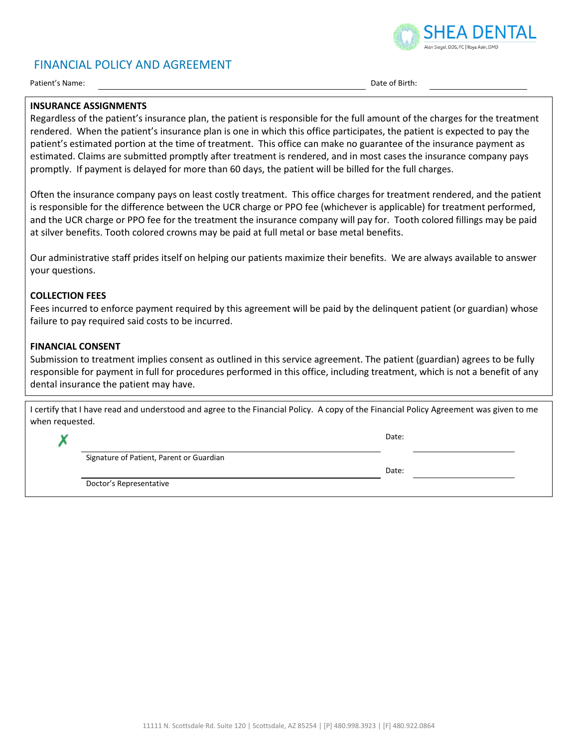SHEA DENTAL

Alan Siegel, DDS, PC | Roya Asin, DMD

# FINANCIAL POLICY AND AGREEMENT

Patient's Name: ______________________ Date of Birth: ______________

**INSURANCE ASSIGNMENTS**

Regardless of the patient's insurance plan, the patient is responsible for the full amount of the charges for the treatment rendered. When the patient's insurance plan is one in which this office participates, the patient is expected to pay the patient's estimated portion at the time of treatment. This office can make no guarantee of the insurance payment as estimated. Claims are submitted promptly after treatment is rendered, and in most cases the insurance company pays promptly. If payment is delayed for more than 60 days, the patient will be billed for the full charges.

Often the insurance company pays on least costly treatment. This office charges for treatment rendered, and the patient is responsible for the difference between the UCR charge or PPO fee (whichever is applicable) for treatment performed, and the UCR charge or PPO fee for the treatment the insurance company will pay for. Tooth colored fillings may be paid at silver benefits. Tooth colored crowns may be paid at full metal or base metal benefits.

Our administrative staff prides itself on helping our patients maximize their benefits. We are always available to answer your questions.

**COLLECTION FEES**

Fees incurred to enforce payment required by this agreement will be paid by the delinquent patient (or guardian) whose failure to pay required said costs to be incurred.

**FINANCIAL CONSENT**

Submission to treatment implies consent as outlined in this service agreement. The patient (guardian) agrees to be fully responsible for payment in full for procedures performed in this office, including treatment, which is not a benefit of any dental insurance the patient may have.

I certify that I have read and understood and agree to the Financial Policy. A copy of the Financial Policy Agreement was given to me when requested.

✗ ______________________ Date: ______________

Signature of Patient, Parent or Guardian

______________________ Date: ______________

Doctor's Representative

11111 N. Scottsdale Rd. Suite 120 | Scottsdale, AZ 85254 | [P] 480.998.3923 | [F] 480.922.0864